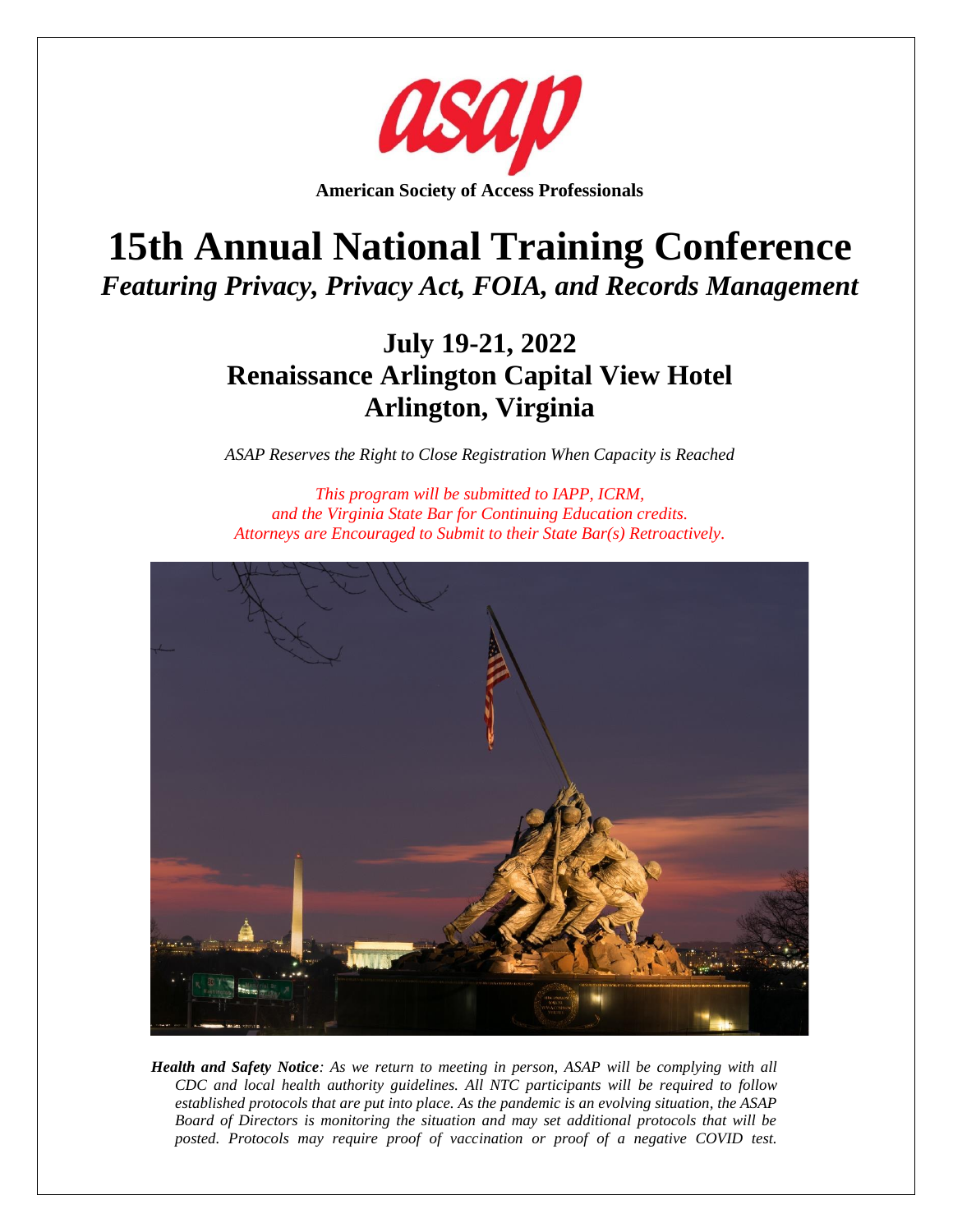asap

**American Society of Access Professionals**

# 15th Annual National Training Conference

## *Featuring Privacy, Privacy Act, FOIA, and Records Management*

## July 19-21, 2022
## Renaissance Arlington Capital View Hotel
## Arlington, Virginia

*ASAP Reserves the Right to Close Registration When Capacity is Reached*

*This program will be submitted to IAPP, ICRM, and the Virginia State Bar for Continuing Education credits. Attorneys are Encouraged to Submit to their State Bar(s) Retroactively.*

***Health and Safety Notice****: As we return to meeting in person, ASAP will be complying with all CDC and local health authority guidelines. All NTC participants will be required to follow established protocols that are put into place. As the pandemic is an evolving situation, the ASAP Board of Directors is monitoring the situation and may set additional protocols that will be posted. Protocols may require proof of vaccination or proof of a negative COVID test.*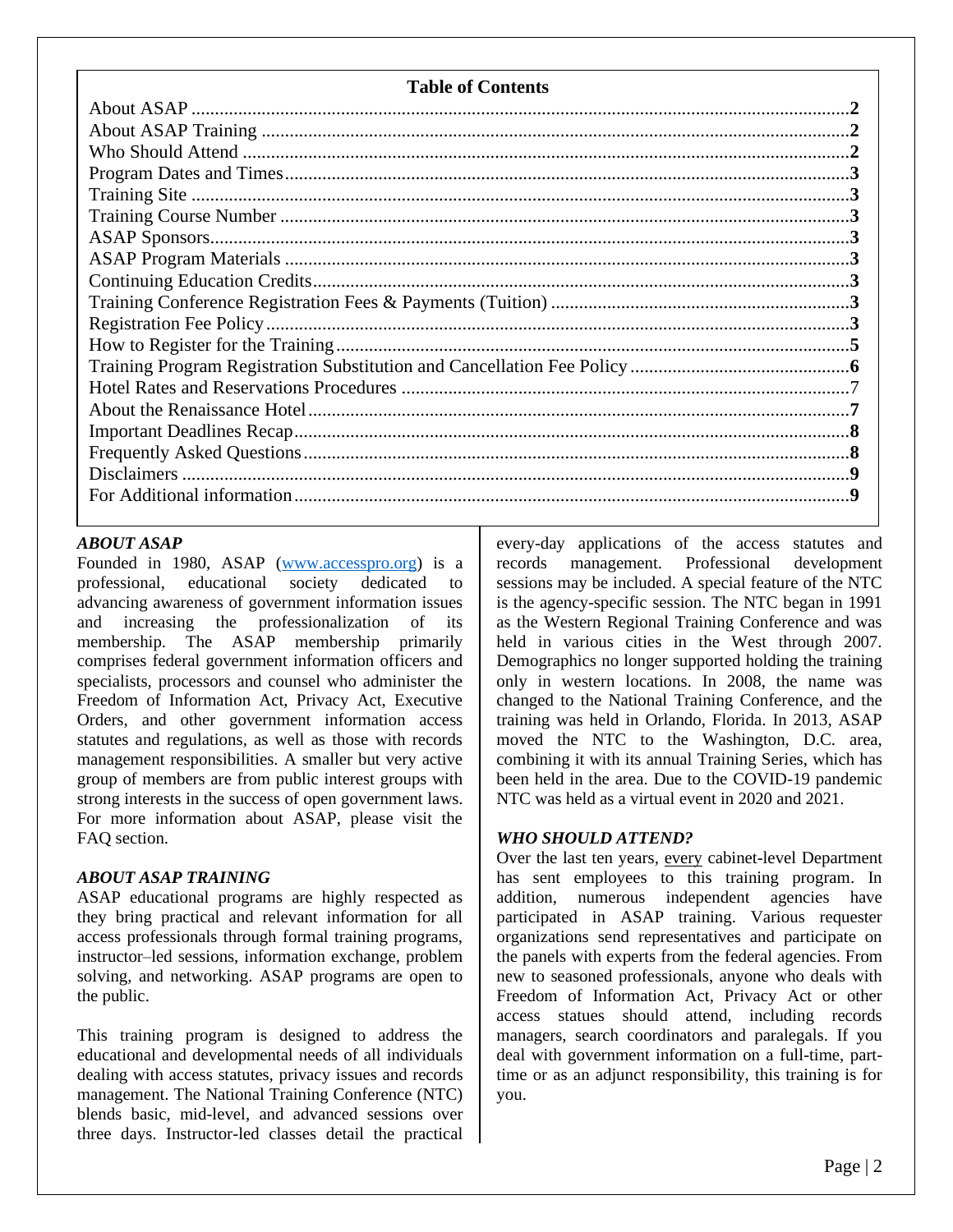## Table of Contents

| | |
|---|---|
| About ASAP | **2** |
| About ASAP Training | **2** |
| Who Should Attend | **2** |
| Program Dates and Times | **3** |
| Training Site | **3** |
| Training Course Number | **3** |
| ASAP Sponsors | **3** |
| ASAP Program Materials | **3** |
| Continuing Education Credits | **3** |
| Training Conference Registration Fees & Payments (Tuition) | **3** |
| Registration Fee Policy | **3** |
| How to Register for the Training | **5** |
| Training Program Registration Substitution and Cancellation Fee Policy | **6** |
| Hotel Rates and Reservations Procedures | 7 |
| About the Renaissance Hotel | **7** |
| Important Deadlines Recap | **8** |
| Frequently Asked Questions | **8** |
| Disclaimers | **9** |
| For Additional information | **9** |

### *ABOUT ASAP*

Founded in 1980, ASAP (www.accesspro.org) is a professional, educational society dedicated to advancing awareness of government information issues and increasing the professionalization of its membership. The ASAP membership primarily comprises federal government information officers and specialists, processors and counsel who administer the Freedom of Information Act, Privacy Act, Executive Orders, and other government information access statutes and regulations, as well as those with records management responsibilities. A smaller but very active group of members are from public interest groups with strong interests in the success of open government laws. For more information about ASAP, please visit the FAQ section.

### *ABOUT ASAP TRAINING*

ASAP educational programs are highly respected as they bring practical and relevant information for all access professionals through formal training programs, instructor–led sessions, information exchange, problem solving, and networking. ASAP programs are open to the public.

This training program is designed to address the educational and developmental needs of all individuals dealing with access statutes, privacy issues and records management. The National Training Conference (NTC) blends basic, mid-level, and advanced sessions over three days. Instructor-led classes detail the practical every-day applications of the access statutes and records management. Professional development sessions may be included. A special feature of the NTC is the agency-specific session. The NTC began in 1991 as the Western Regional Training Conference and was held in various cities in the West through 2007. Demographics no longer supported holding the training only in western locations. In 2008, the name was changed to the National Training Conference, and the training was held in Orlando, Florida. In 2013, ASAP moved the NTC to the Washington, D.C. area, combining it with its annual Training Series, which has been held in the area. Due to the COVID-19 pandemic NTC was held as a virtual event in 2020 and 2021.

### *WHO SHOULD ATTEND?*

Over the last ten years, <u>every</u> cabinet-level Department has sent employees to this training program. In addition, numerous independent agencies have participated in ASAP training. Various requester organizations send representatives and participate on the panels with experts from the federal agencies. From new to seasoned professionals, anyone who deals with Freedom of Information Act, Privacy Act or other access statues should attend, including records managers, search coordinators and paralegals. If you deal with government information on a full-time, part-time or as an adjunct responsibility, this training is for you.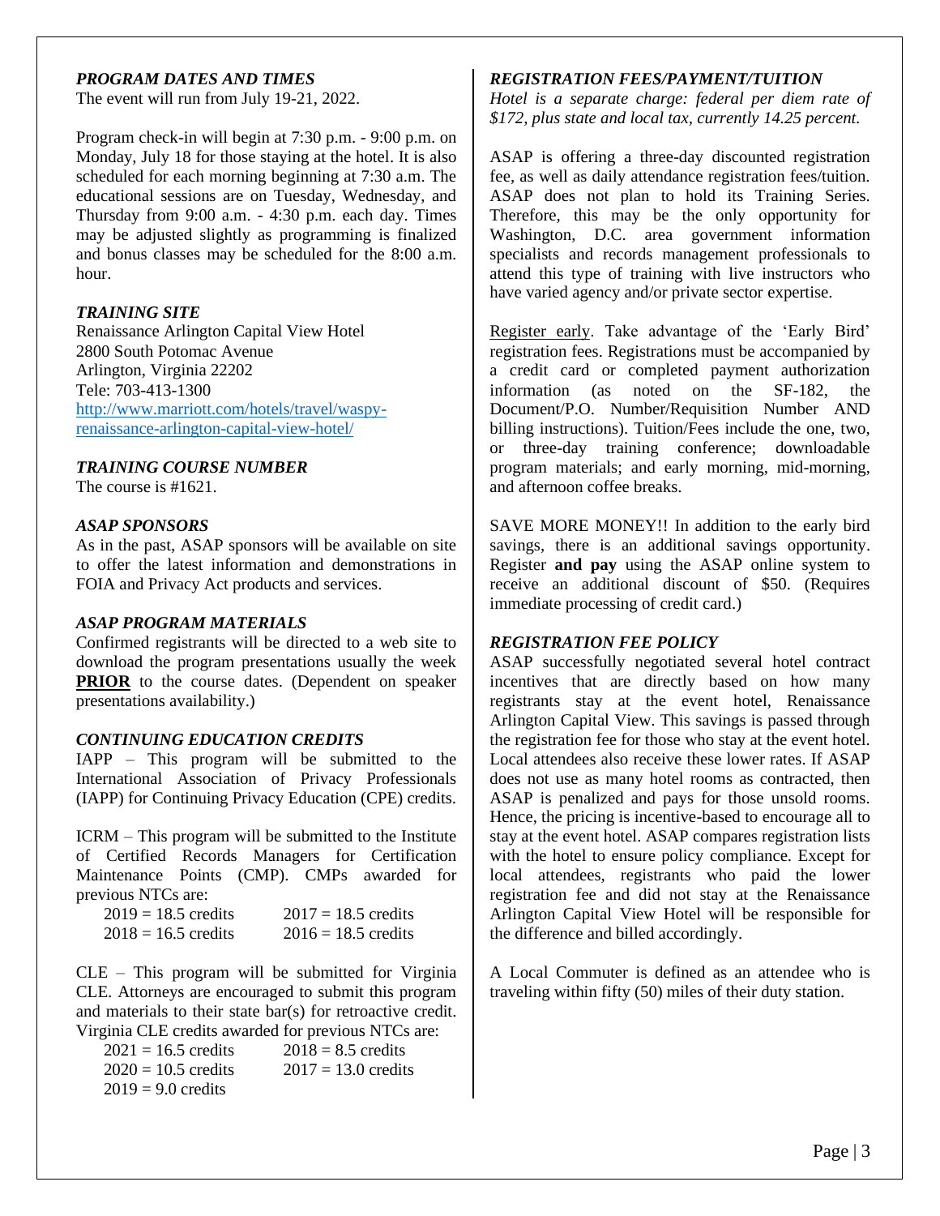### *PROGRAM DATES AND TIMES*

The event will run from July 19-21, 2022.

Program check-in will begin at 7:30 p.m. - 9:00 p.m. on Monday, July 18 for those staying at the hotel. It is also scheduled for each morning beginning at 7:30 a.m. The educational sessions are on Tuesday, Wednesday, and Thursday from 9:00 a.m. - 4:30 p.m. each day. Times may be adjusted slightly as programming is finalized and bonus classes may be scheduled for the 8:00 a.m. hour.

### *TRAINING SITE*

Renaissance Arlington Capital View Hotel
2800 South Potomac Avenue
Arlington, Virginia 22202
Tele: 703-413-1300
[http://www.marriott.com/hotels/travel/waspy-renaissance-arlington-capital-view-hotel/](http://www.marriott.com/hotels/travel/waspy-renaissance-arlington-capital-view-hotel/)

### *TRAINING COURSE NUMBER*

The course is #1621.

### *ASAP SPONSORS*

As in the past, ASAP sponsors will be available on site to offer the latest information and demonstrations in FOIA and Privacy Act products and services.

### *ASAP PROGRAM MATERIALS*

Confirmed registrants will be directed to a web site to download the program presentations usually the week **PRIOR** to the course dates. (Dependent on speaker presentations availability.)

### *CONTINUING EDUCATION CREDITS*

IAPP – This program will be submitted to the International Association of Privacy Professionals (IAPP) for Continuing Privacy Education (CPE) credits.

ICRM – This program will be submitted to the Institute of Certified Records Managers for Certification Maintenance Points (CMP). CMPs awarded for previous NTCs are:

2019 = 18.5 credits
2018 = 16.5 credits
2017 = 18.5 credits
2016 = 18.5 credits

CLE – This program will be submitted for Virginia CLE. Attorneys are encouraged to submit this program and materials to their state bar(s) for retroactive credit. Virginia CLE credits awarded for previous NTCs are:

2021 = 16.5 credits
2020 = 10.5 credits
2019 = 9.0 credits
2018 = 8.5 credits
2017 = 13.0 credits

### *REGISTRATION FEES/PAYMENT/TUITION*

*Hotel is a separate charge: federal per diem rate of $172, plus state and local tax, currently 14.25 percent.*

ASAP is offering a three-day discounted registration fee, as well as daily attendance registration fees/tuition. ASAP does not plan to hold its Training Series. Therefore, this may be the only opportunity for Washington, D.C. area government information specialists and records management professionals to attend this type of training with live instructors who have varied agency and/or private sector expertise.

Register early. Take advantage of the 'Early Bird' registration fees. Registrations must be accompanied by a credit card or completed payment authorization information (as noted on the SF-182, the Document/P.O. Number/Requisition Number AND billing instructions). Tuition/Fees include the one, two, or three-day training conference; downloadable program materials; and early morning, mid-morning, and afternoon coffee breaks.

SAVE MORE MONEY!! In addition to the early bird savings, there is an additional savings opportunity. Register **and pay** using the ASAP online system to receive an additional discount of $50. (Requires immediate processing of credit card.)

### *REGISTRATION FEE POLICY*

ASAP successfully negotiated several hotel contract incentives that are directly based on how many registrants stay at the event hotel, Renaissance Arlington Capital View. This savings is passed through the registration fee for those who stay at the event hotel. Local attendees also receive these lower rates. If ASAP does not use as many hotel rooms as contracted, then ASAP is penalized and pays for those unsold rooms. Hence, the pricing is incentive-based to encourage all to stay at the event hotel. ASAP compares registration lists with the hotel to ensure policy compliance. Except for local attendees, registrants who paid the lower registration fee and did not stay at the Renaissance Arlington Capital View Hotel will be responsible for the difference and billed accordingly.

A Local Commuter is defined as an attendee who is traveling within fifty (50) miles of their duty station.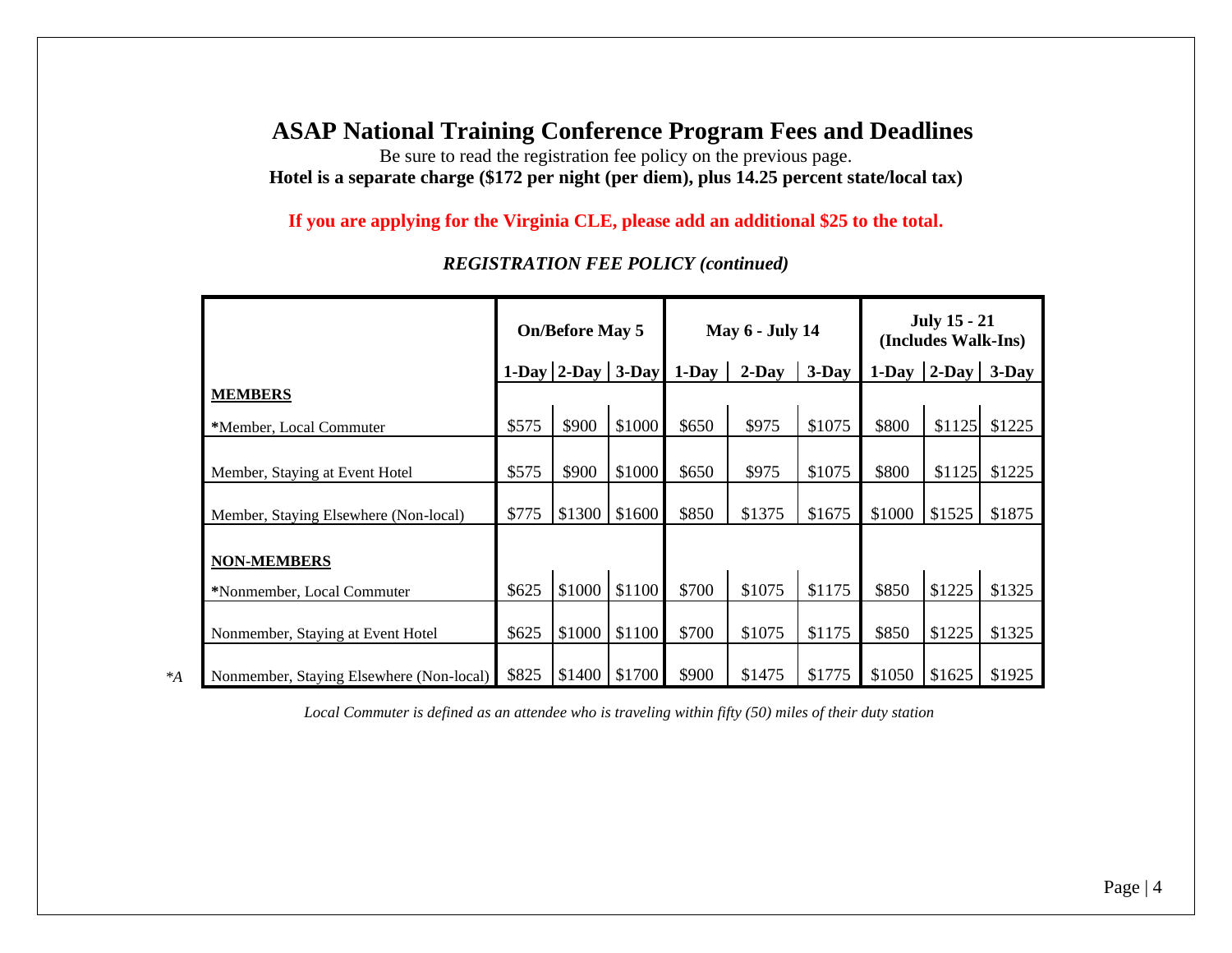# ASAP National Training Conference Program Fees and Deadlines

Be sure to read the registration fee policy on the previous page.

**Hotel is a separate charge ($172 per night (per diem), plus 14.25 percent state/local tax)**

**If you are applying for the Virginia CLE, please add an additional $25 to the total.**

***REGISTRATION FEE POLICY (continued)***

| | On/Before May 5 | | | May 6 - July 14 | | | July 15 - 21 (Includes Walk-Ins) | | |
|---|---|---|---|---|---|---|---|---|---|
| | 1-Day | 2-Day | 3-Day | 1-Day | 2-Day | 3-Day | 1-Day | 2-Day | 3-Day |
| **MEMBERS** | | | | | | | | | |
| ***Member, Local Commuter** | $575 | $900 | $1000 | $650 | $975 | $1075 | $800 | $1125 | $1225 |
| Member, Staying at Event Hotel | $575 | $900 | $1000 | $650 | $975 | $1075 | $800 | $1125 | $1225 |
| Member, Staying Elsewhere (Non-local) | $775 | $1300 | $1600 | $850 | $1375 | $1675 | $1000 | $1525 | $1875 |
| **NON-MEMBERS** | | | | | | | | | |
| ***Nonmember, Local Commuter** | $625 | $1000 | $1100 | $700 | $1075 | $1175 | $850 | $1225 | $1325 |
| Nonmember, Staying at Event Hotel | $625 | $1000 | $1100 | $700 | $1075 | $1175 | $850 | $1225 | $1325 |
| Nonmember, Staying Elsewhere (Non-local) | $825 | $1400 | $1700 | $900 | $1475 | $1775 | $1050 | $1625 | $1925 |

*A *Local Commuter is defined as an attendee who is traveling within fifty (50) miles of their duty station*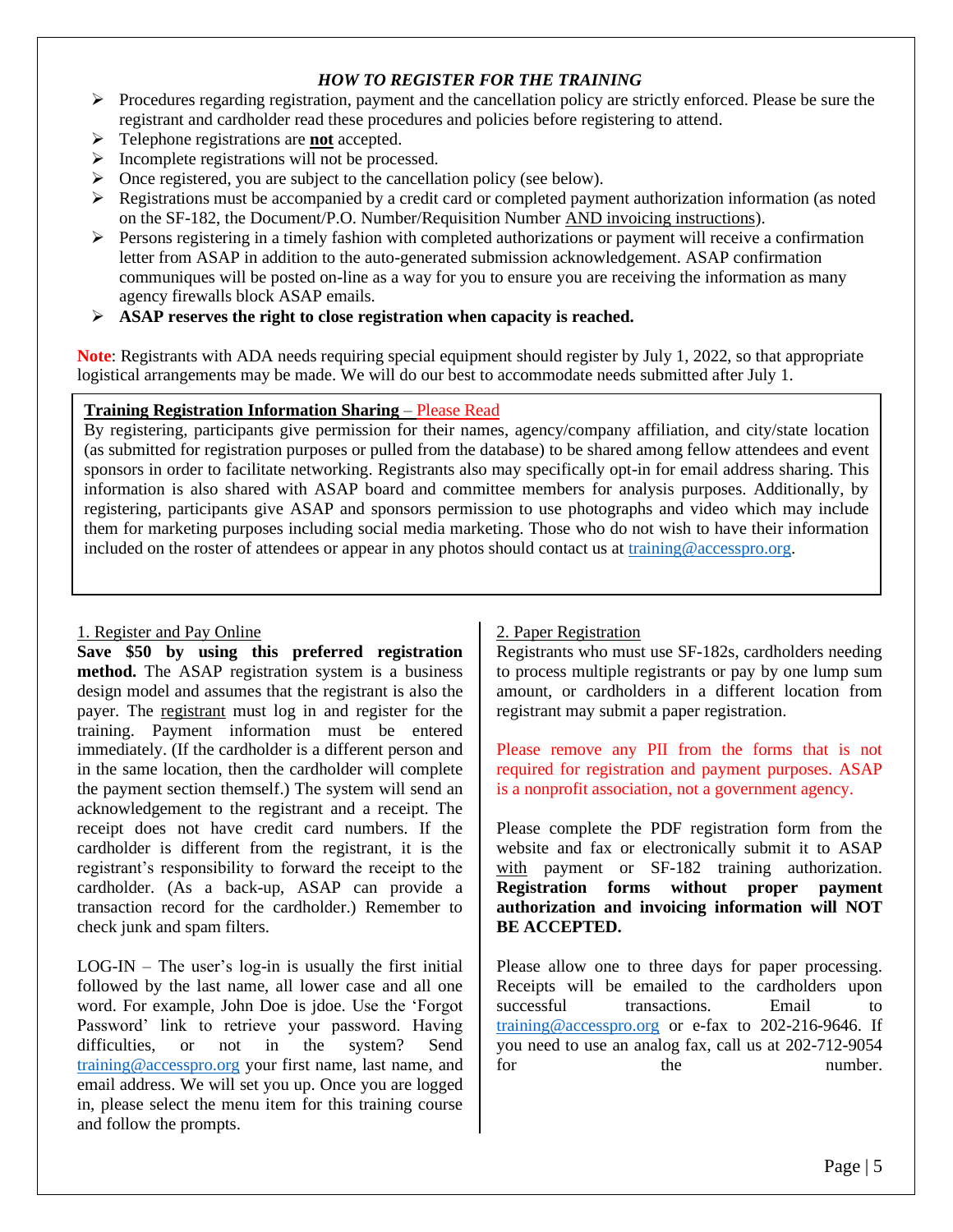## *HOW TO REGISTER FOR THE TRAINING*

- Procedures regarding registration, payment and the cancellation policy are strictly enforced. Please be sure the registrant and cardholder read these procedures and policies before registering to attend.
- Telephone registrations are **not** accepted.
- Incomplete registrations will not be processed.
- Once registered, you are subject to the cancellation policy (see below).
- Registrations must be accompanied by a credit card or completed payment authorization information (as noted on the SF-182, the Document/P.O. Number/Requisition Number AND invoicing instructions).
- Persons registering in a timely fashion with completed authorizations or payment will receive a confirmation letter from ASAP in addition to the auto-generated submission acknowledgement. ASAP confirmation communiques will be posted on-line as a way for you to ensure you are receiving the information as many agency firewalls block ASAP emails.
- **ASAP reserves the right to close registration when capacity is reached.**

**Note**: Registrants with ADA needs requiring special equipment should register by July 1, 2022, so that appropriate logistical arrangements may be made. We will do our best to accommodate needs submitted after July 1.

**Training Registration Information Sharing** – Please Read

By registering, participants give permission for their names, agency/company affiliation, and city/state location (as submitted for registration purposes or pulled from the database) to be shared among fellow attendees and event sponsors in order to facilitate networking. Registrants also may specifically opt-in for email address sharing. This information is also shared with ASAP board and committee members for analysis purposes. Additionally, by registering, participants give ASAP and sponsors permission to use photographs and video which may include them for marketing purposes including social media marketing. Those who do not wish to have their information included on the roster of attendees or appear in any photos should contact us at training@accesspro.org.

### 1. Register and Pay Online

**Save $50 by using this preferred registration method.** The ASAP registration system is a business design model and assumes that the registrant is also the payer. The registrant must log in and register for the training. Payment information must be entered immediately. (If the cardholder is a different person and in the same location, then the cardholder will complete the payment section themself.) The system will send an acknowledgement to the registrant and a receipt. The receipt does not have credit card numbers. If the cardholder is different from the registrant, it is the registrant's responsibility to forward the receipt to the cardholder. (As a back-up, ASAP can provide a transaction record for the cardholder.) Remember to check junk and spam filters.

LOG-IN – The user's log-in is usually the first initial followed by the last name, all lower case and all one word. For example, John Doe is jdoe. Use the 'Forgot Password' link to retrieve your password. Having difficulties, or not in the system? Send training@accesspro.org your first name, last name, and email address. We will set you up. Once you are logged in, please select the menu item for this training course and follow the prompts.

### 2. Paper Registration

Registrants who must use SF-182s, cardholders needing to process multiple registrants or pay by one lump sum amount, or cardholders in a different location from registrant may submit a paper registration.

Please remove any PII from the forms that is not required for registration and payment purposes. ASAP is a nonprofit association, not a government agency.

Please complete the PDF registration form from the website and fax or electronically submit it to ASAP with payment or SF-182 training authorization. **Registration forms without proper payment authorization and invoicing information will NOT BE ACCEPTED.**

Please allow one to three days for paper processing. Receipts will be emailed to the cardholders upon successful transactions. Email to training@accesspro.org or e-fax to 202-216-9646. If you need to use an analog fax, call us at 202-712-9054 for the number.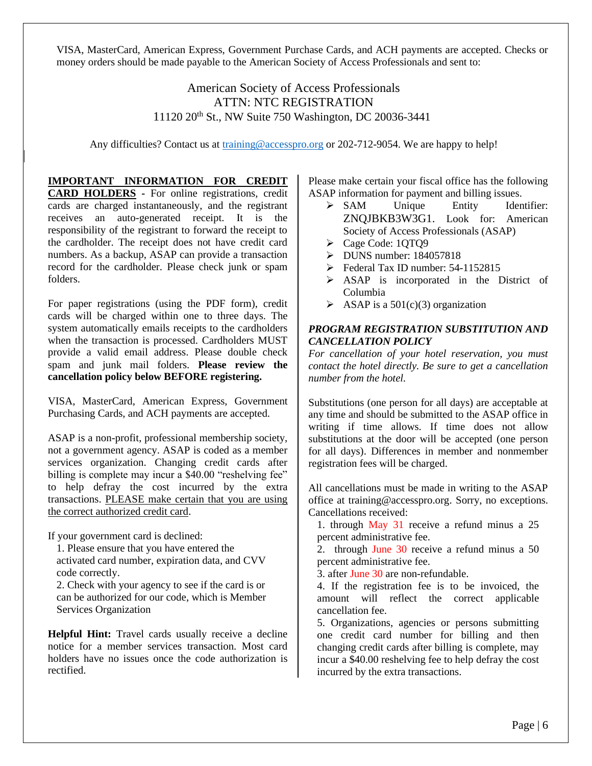VISA, MasterCard, American Express, Government Purchase Cards, and ACH payments are accepted. Checks or money orders should be made payable to the American Society of Access Professionals and sent to:

American Society of Access Professionals
ATTN: NTC REGISTRATION
11120 20th St., NW Suite 750 Washington, DC 20036-3441

Any difficulties? Contact us at training@accesspro.org or 202-712-9054. We are happy to help!

**IMPORTANT INFORMATION FOR CREDIT CARD HOLDERS** - For online registrations, credit cards are charged instantaneously, and the registrant receives an auto-generated receipt. It is the responsibility of the registrant to forward the receipt to the cardholder. The receipt does not have credit card numbers. As a backup, ASAP can provide a transaction record for the cardholder. Please check junk or spam folders.

For paper registrations (using the PDF form), credit cards will be charged within one to three days. The system automatically emails receipts to the cardholders when the transaction is processed. Cardholders MUST provide a valid email address. Please double check spam and junk mail folders. **Please review the cancellation policy below BEFORE registering.**

VISA, MasterCard, American Express, Government Purchasing Cards, and ACH payments are accepted.

ASAP is a non-profit, professional membership society, not a government agency. ASAP is coded as a member services organization. Changing credit cards after billing is complete may incur a $40.00 "reshelving fee" to help defray the cost incurred by the extra transactions. PLEASE make certain that you are using the correct authorized credit card.

If your government card is declined:

1. Please ensure that you have entered the activated card number, expiration data, and CVV code correctly.
2. Check with your agency to see if the card is or can be authorized for our code, which is Member Services Organization

**Helpful Hint:** Travel cards usually receive a decline notice for a member services transaction. Most card holders have no issues once the code authorization is rectified.

Please make certain your fiscal office has the following ASAP information for payment and billing issues.

- SAM Unique Entity Identifier: ZNQJBKB3W3G1. Look for: American Society of Access Professionals (ASAP)
- Cage Code: 1QTQ9
- DUNS number: 184057818
- Federal Tax ID number: 54-1152815
- ASAP is incorporated in the District of Columbia
- ASAP is a 501(c)(3) organization

***PROGRAM REGISTRATION SUBSTITUTION AND CANCELLATION POLICY***

*For cancellation of your hotel reservation, you must contact the hotel directly. Be sure to get a cancellation number from the hotel.*

Substitutions (one person for all days) are acceptable at any time and should be submitted to the ASAP office in writing if time allows. If time does not allow substitutions at the door will be accepted (one person for all days). Differences in member and nonmember registration fees will be charged.

All cancellations must be made in writing to the ASAP office at training@accesspro.org. Sorry, no exceptions. Cancellations received:

1. through May 31 receive a refund minus a 25 percent administrative fee.
2. through June 30 receive a refund minus a 50 percent administrative fee.
3. after June 30 are non-refundable.
4. If the registration fee is to be invoiced, the amount will reflect the correct applicable cancellation fee.
5. Organizations, agencies or persons submitting one credit card number for billing and then changing credit cards after billing is complete, may incur a $40.00 reshelving fee to help defray the cost incurred by the extra transactions.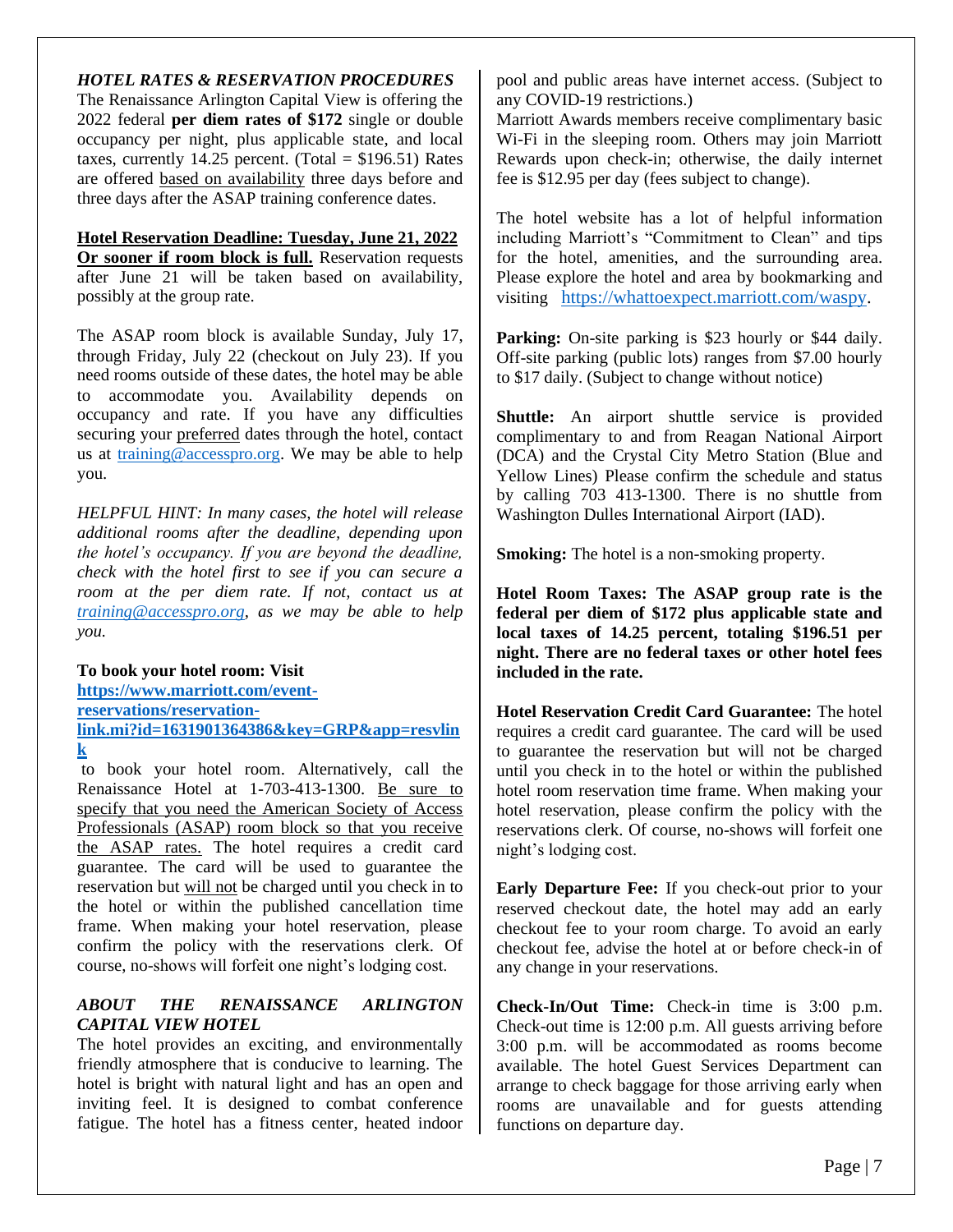### *HOTEL RATES & RESERVATION PROCEDURES*

The Renaissance Arlington Capital View is offering the 2022 federal **per diem rates of $172** single or double occupancy per night, plus applicable state, and local taxes, currently 14.25 percent. (Total = $196.51) Rates are offered based on availability three days before and three days after the ASAP training conference dates.

**Hotel Reservation Deadline: Tuesday, June 21, 2022 Or sooner if room block is full.** Reservation requests after June 21 will be taken based on availability, possibly at the group rate.

The ASAP room block is available Sunday, July 17, through Friday, July 22 (checkout on July 23). If you need rooms outside of these dates, the hotel may be able to accommodate you. Availability depends on occupancy and rate. If you have any difficulties securing your preferred dates through the hotel, contact us at training@accesspro.org. We may be able to help you.

*HELPFUL HINT: In many cases, the hotel will release additional rooms after the deadline, depending upon the hotel's occupancy. If you are beyond the deadline, check with the hotel first to see if you can secure a room at the per diem rate. If not, contact us at training@accesspro.org, as we may be able to help you.*

**To book your hotel room: Visit https://www.marriott.com/event-reservations/reservation-link.mi?id=1631901364386&key=GRP&app=resvlink** to book your hotel room. Alternatively, call the Renaissance Hotel at 1-703-413-1300. Be sure to specify that you need the American Society of Access Professionals (ASAP) room block so that you receive the ASAP rates. The hotel requires a credit card guarantee. The card will be used to guarantee the reservation but will not be charged until you check in to the hotel or within the published cancellation time frame. When making your hotel reservation, please confirm the policy with the reservations clerk. Of course, no-shows will forfeit one night's lodging cost.

### *ABOUT THE RENAISSANCE ARLINGTON CAPITAL VIEW HOTEL*

The hotel provides an exciting, and environmentally friendly atmosphere that is conducive to learning. The hotel is bright with natural light and has an open and inviting feel. It is designed to combat conference fatigue. The hotel has a fitness center, heated indoor pool and public areas have internet access. (Subject to any COVID-19 restrictions.)

Marriott Awards members receive complimentary basic Wi-Fi in the sleeping room. Others may join Marriott Rewards upon check-in; otherwise, the daily internet fee is $12.95 per day (fees subject to change).

The hotel website has a lot of helpful information including Marriott's "Commitment to Clean" and tips for the hotel, amenities, and the surrounding area. Please explore the hotel and area by bookmarking and visiting https://whattoexpect.marriott.com/waspy.

**Parking:** On-site parking is $23 hourly or $44 daily. Off-site parking (public lots) ranges from $7.00 hourly to $17 daily. (Subject to change without notice)

**Shuttle:** An airport shuttle service is provided complimentary to and from Reagan National Airport (DCA) and the Crystal City Metro Station (Blue and Yellow Lines) Please confirm the schedule and status by calling 703 413-1300. There is no shuttle from Washington Dulles International Airport (IAD).

**Smoking:** The hotel is a non-smoking property.

**Hotel Room Taxes: The ASAP group rate is the federal per diem of $172 plus applicable state and local taxes of 14.25 percent, totaling $196.51 per night. There are no federal taxes or other hotel fees included in the rate.**

**Hotel Reservation Credit Card Guarantee:** The hotel requires a credit card guarantee. The card will be used to guarantee the reservation but will not be charged until you check in to the hotel or within the published hotel room reservation time frame. When making your hotel reservation, please confirm the policy with the reservations clerk. Of course, no-shows will forfeit one night's lodging cost.

**Early Departure Fee:** If you check-out prior to your reserved checkout date, the hotel may add an early checkout fee to your room charge. To avoid an early checkout fee, advise the hotel at or before check-in of any change in your reservations.

**Check-In/Out Time:** Check-in time is 3:00 p.m. Check-out time is 12:00 p.m. All guests arriving before 3:00 p.m. will be accommodated as rooms become available. The hotel Guest Services Department can arrange to check baggage for those arriving early when rooms are unavailable and for guests attending functions on departure day.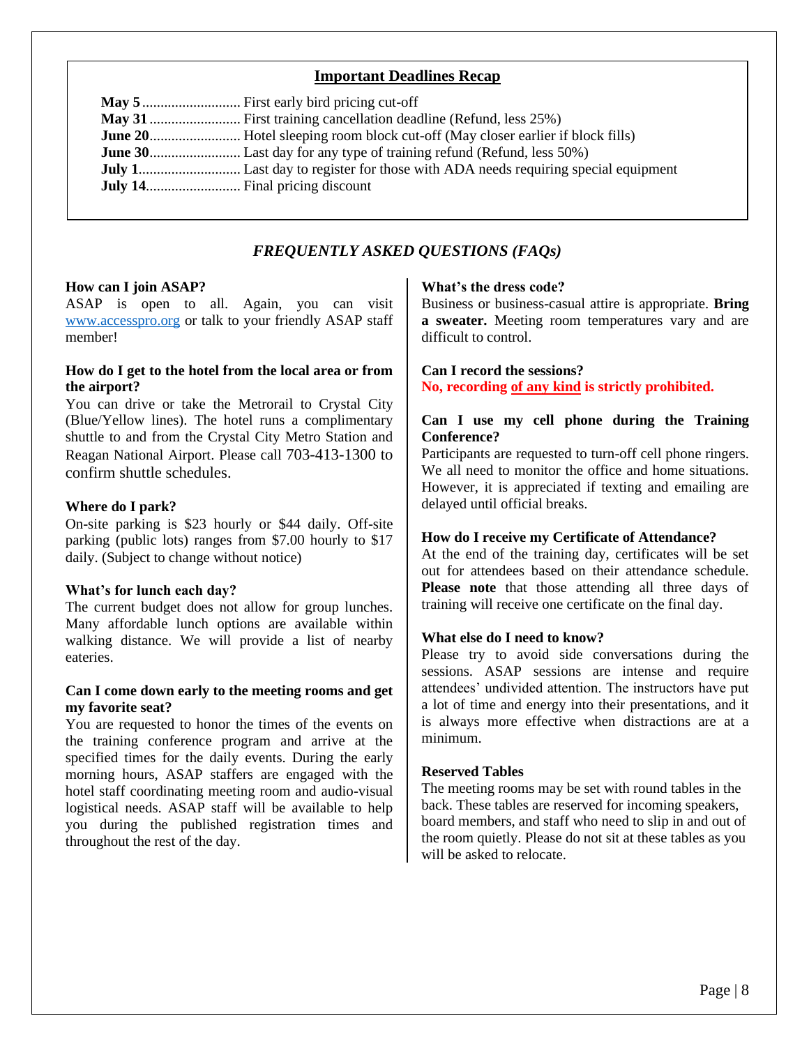## Important Deadlines Recap

**May 5**........................... First early bird pricing cut-off
**May 31**......................... First training cancellation deadline (Refund, less 25%)
**June 20**......................... Hotel sleeping room block cut-off (May closer earlier if block fills)
**June 30**......................... Last day for any type of training refund (Refund, less 50%)
**July 1**............................ Last day to register for those with ADA needs requiring special equipment
**July 14**.......................... Final pricing discount

## *FREQUENTLY ASKED QUESTIONS (FAQs)*

**How can I join ASAP?**
ASAP is open to all. Again, you can visit www.accesspro.org or talk to your friendly ASAP staff member!

**How do I get to the hotel from the local area or from the airport?**
You can drive or take the Metrorail to Crystal City (Blue/Yellow lines). The hotel runs a complimentary shuttle to and from the Crystal City Metro Station and Reagan National Airport. Please call 703-413-1300 to confirm shuttle schedules.

**Where do I park?**
On-site parking is $23 hourly or $44 daily. Off-site parking (public lots) ranges from $7.00 hourly to $17 daily. (Subject to change without notice)

**What's for lunch each day?**
The current budget does not allow for group lunches. Many affordable lunch options are available within walking distance. We will provide a list of nearby eateries.

**Can I come down early to the meeting rooms and get my favorite seat?**
You are requested to honor the times of the events on the training conference program and arrive at the specified times for the daily events. During the early morning hours, ASAP staffers are engaged with the hotel staff coordinating meeting room and audio-visual logistical needs. ASAP staff will be available to help you during the published registration times and throughout the rest of the day.

**What's the dress code?**
Business or business-casual attire is appropriate. **Bring a sweater.** Meeting room temperatures vary and are difficult to control.

**Can I record the sessions?**
**No, recording <u>of any kind</u> is strictly prohibited.**

**Can I use my cell phone during the Training Conference?**
Participants are requested to turn-off cell phone ringers. We all need to monitor the office and home situations. However, it is appreciated if texting and emailing are delayed until official breaks.

**How do I receive my Certificate of Attendance?**
At the end of the training day, certificates will be set out for attendees based on their attendance schedule. **Please note** that those attending all three days of training will receive one certificate on the final day.

**What else do I need to know?**
Please try to avoid side conversations during the sessions. ASAP sessions are intense and require attendees' undivided attention. The instructors have put a lot of time and energy into their presentations, and it is always more effective when distractions are at a minimum.

**Reserved Tables**
The meeting rooms may be set with round tables in the back. These tables are reserved for incoming speakers, board members, and staff who need to slip in and out of the room quietly. Please do not sit at these tables as you will be asked to relocate.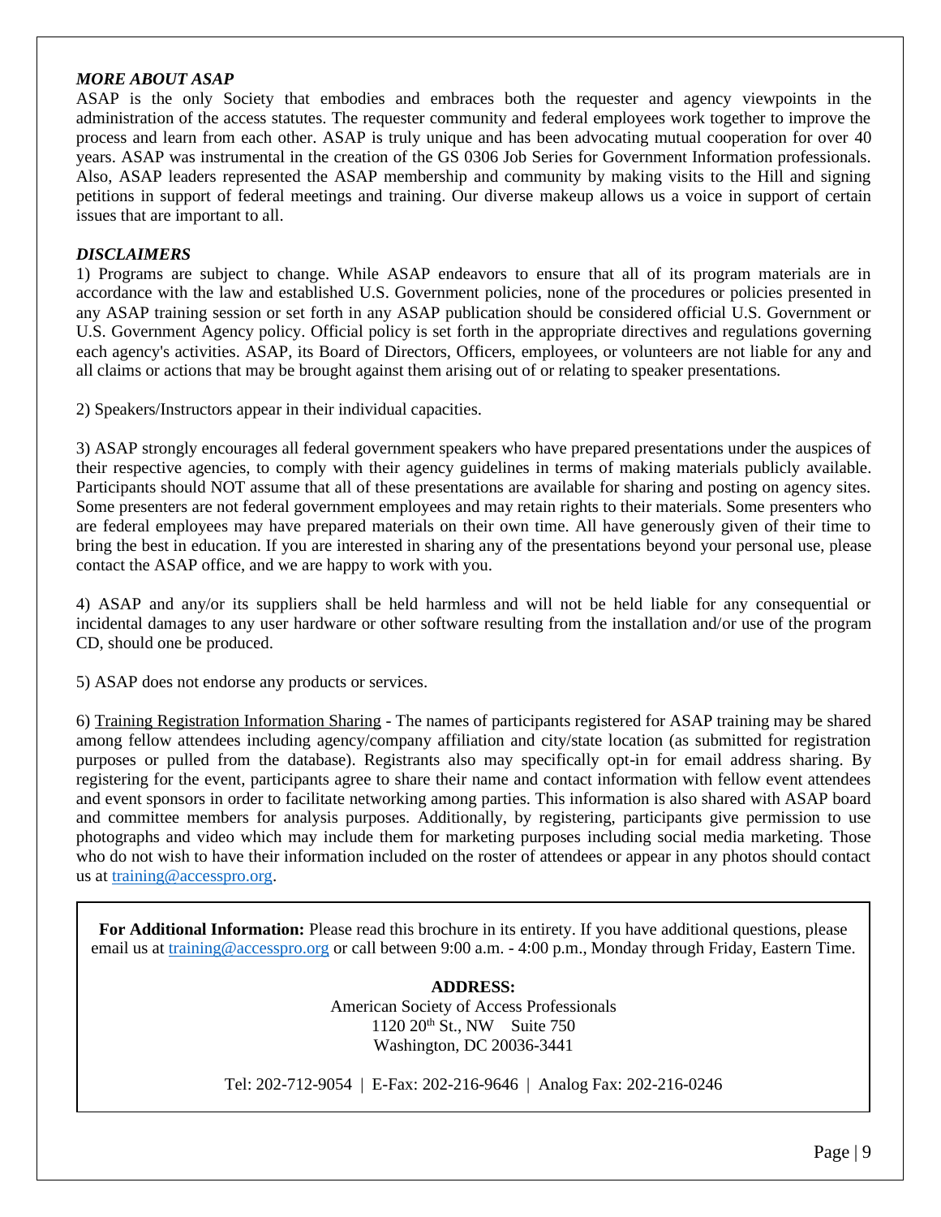### *MORE ABOUT ASAP*

ASAP is the only Society that embodies and embraces both the requester and agency viewpoints in the administration of the access statutes. The requester community and federal employees work together to improve the process and learn from each other. ASAP is truly unique and has been advocating mutual cooperation for over 40 years. ASAP was instrumental in the creation of the GS 0306 Job Series for Government Information professionals. Also, ASAP leaders represented the ASAP membership and community by making visits to the Hill and signing petitions in support of federal meetings and training. Our diverse makeup allows us a voice in support of certain issues that are important to all.

### *DISCLAIMERS*

1) Programs are subject to change. While ASAP endeavors to ensure that all of its program materials are in accordance with the law and established U.S. Government policies, none of the procedures or policies presented in any ASAP training session or set forth in any ASAP publication should be considered official U.S. Government or U.S. Government Agency policy. Official policy is set forth in the appropriate directives and regulations governing each agency's activities. ASAP, its Board of Directors, Officers, employees, or volunteers are not liable for any and all claims or actions that may be brought against them arising out of or relating to speaker presentations.

2) Speakers/Instructors appear in their individual capacities.

3) ASAP strongly encourages all federal government speakers who have prepared presentations under the auspices of their respective agencies, to comply with their agency guidelines in terms of making materials publicly available. Participants should NOT assume that all of these presentations are available for sharing and posting on agency sites. Some presenters are not federal government employees and may retain rights to their materials. Some presenters who are federal employees may have prepared materials on their own time. All have generously given of their time to bring the best in education. If you are interested in sharing any of the presentations beyond your personal use, please contact the ASAP office, and we are happy to work with you.

4) ASAP and any/or its suppliers shall be held harmless and will not be held liable for any consequential or incidental damages to any user hardware or other software resulting from the installation and/or use of the program CD, should one be produced.

5) ASAP does not endorse any products or services.

6) Training Registration Information Sharing - The names of participants registered for ASAP training may be shared among fellow attendees including agency/company affiliation and city/state location (as submitted for registration purposes or pulled from the database). Registrants also may specifically opt-in for email address sharing. By registering for the event, participants agree to share their name and contact information with fellow event attendees and event sponsors in order to facilitate networking among parties. This information is also shared with ASAP board and committee members for analysis purposes. Additionally, by registering, participants give permission to use photographs and video which may include them for marketing purposes including social media marketing. Those who do not wish to have their information included on the roster of attendees or appear in any photos should contact us at training@accesspro.org.

**For Additional Information:** Please read this brochure in its entirety. If you have additional questions, please email us at training@accesspro.org or call between 9:00 a.m. - 4:00 p.m., Monday through Friday, Eastern Time.

**ADDRESS:**

American Society of Access Professionals
1120 20th St., NW Suite 750
Washington, DC 20036-3441

Tel: 202-712-9054 | E-Fax: 202-216-9646 | Analog Fax: 202-216-0246